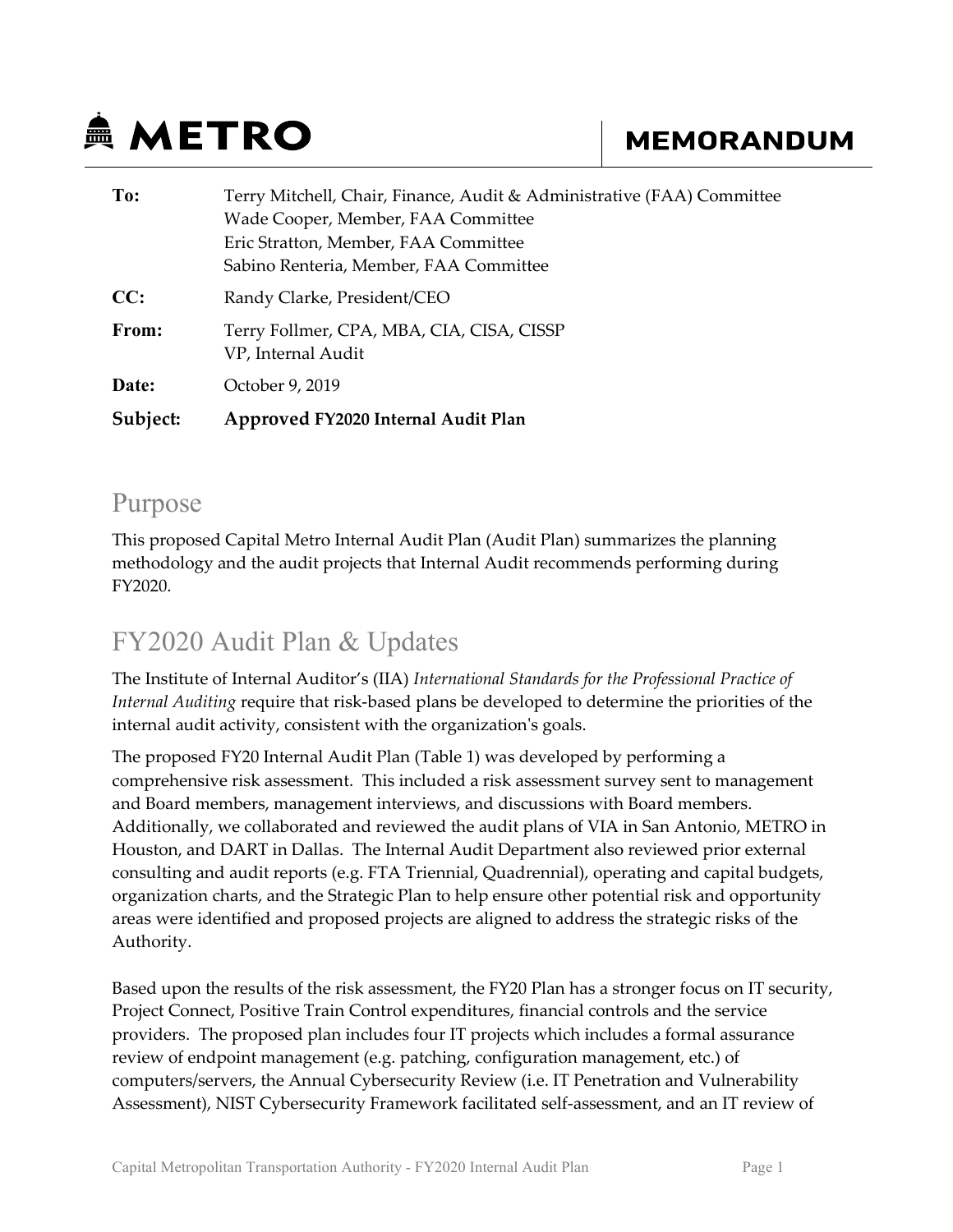**METRO** | **MEMORANDUM**

| | |
|---|---|
| **To:** | Terry Mitchell, Chair, Finance, Audit & Administrative (FAA) Committee<br>Wade Cooper, Member, FAA Committee<br>Eric Stratton, Member, FAA Committee<br>Sabino Renteria, Member, FAA Committee |
| **CC:** | Randy Clarke, President/CEO |
| **From:** | Terry Follmer, CPA, MBA, CIA, CISA, CISSP<br>VP, Internal Audit |
| **Date:** | October 9, 2019 |
| **Subject:** | **Approved FY2020 Internal Audit Plan** |

## Purpose

This proposed Capital Metro Internal Audit Plan (Audit Plan) summarizes the planning methodology and the audit projects that Internal Audit recommends performing during FY2020.

## FY2020 Audit Plan & Updates

The Institute of Internal Auditor's (IIA) *International Standards for the Professional Practice of Internal Auditing* require that risk-based plans be developed to determine the priorities of the internal audit activity, consistent with the organization's goals.

The proposed FY20 Internal Audit Plan (Table 1) was developed by performing a comprehensive risk assessment. This included a risk assessment survey sent to management and Board members, management interviews, and discussions with Board members. Additionally, we collaborated and reviewed the audit plans of VIA in San Antonio, METRO in Houston, and DART in Dallas. The Internal Audit Department also reviewed prior external consulting and audit reports (e.g. FTA Triennial, Quadrennial), operating and capital budgets, organization charts, and the Strategic Plan to help ensure other potential risk and opportunity areas were identified and proposed projects are aligned to address the strategic risks of the Authority.

Based upon the results of the risk assessment, the FY20 Plan has a stronger focus on IT security, Project Connect, Positive Train Control expenditures, financial controls and the service providers. The proposed plan includes four IT projects which includes a formal assurance review of endpoint management (e.g. patching, configuration management, etc.) of computers/servers, the Annual Cybersecurity Review (i.e. IT Penetration and Vulnerability Assessment), NIST Cybersecurity Framework facilitated self-assessment, and an IT review of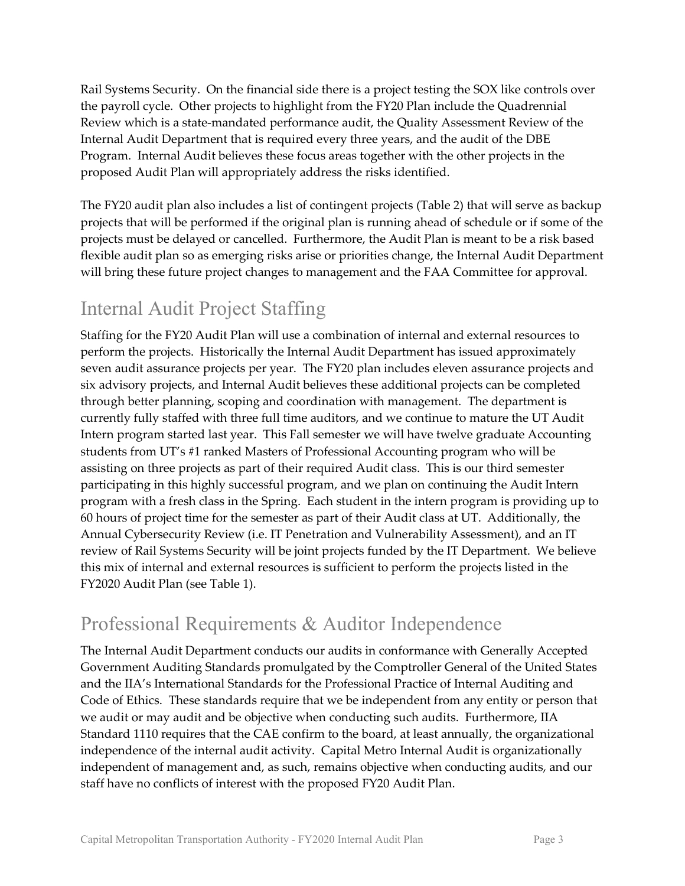Rail Systems Security. On the financial side there is a project testing the SOX like controls over the payroll cycle. Other projects to highlight from the FY20 Plan include the Quadrennial Review which is a state-mandated performance audit, the Quality Assessment Review of the Internal Audit Department that is required every three years, and the audit of the DBE Program. Internal Audit believes these focus areas together with the other projects in the proposed Audit Plan will appropriately address the risks identified.

The FY20 audit plan also includes a list of contingent projects (Table 2) that will serve as backup projects that will be performed if the original plan is running ahead of schedule or if some of the projects must be delayed or cancelled. Furthermore, the Audit Plan is meant to be a risk based flexible audit plan so as emerging risks arise or priorities change, the Internal Audit Department will bring these future project changes to management and the FAA Committee for approval.

## Internal Audit Project Staffing

Staffing for the FY20 Audit Plan will use a combination of internal and external resources to perform the projects. Historically the Internal Audit Department has issued approximately seven audit assurance projects per year. The FY20 plan includes eleven assurance projects and six advisory projects, and Internal Audit believes these additional projects can be completed through better planning, scoping and coordination with management. The department is currently fully staffed with three full time auditors, and we continue to mature the UT Audit Intern program started last year. This Fall semester we will have twelve graduate Accounting students from UT's #1 ranked Masters of Professional Accounting program who will be assisting on three projects as part of their required Audit class. This is our third semester participating in this highly successful program, and we plan on continuing the Audit Intern program with a fresh class in the Spring. Each student in the intern program is providing up to 60 hours of project time for the semester as part of their Audit class at UT. Additionally, the Annual Cybersecurity Review (i.e. IT Penetration and Vulnerability Assessment), and an IT review of Rail Systems Security will be joint projects funded by the IT Department. We believe this mix of internal and external resources is sufficient to perform the projects listed in the FY2020 Audit Plan (see Table 1).

## Professional Requirements & Auditor Independence

The Internal Audit Department conducts our audits in conformance with Generally Accepted Government Auditing Standards promulgated by the Comptroller General of the United States and the IIA's International Standards for the Professional Practice of Internal Auditing and Code of Ethics. These standards require that we be independent from any entity or person that we audit or may audit and be objective when conducting such audits. Furthermore, IIA Standard 1110 requires that the CAE confirm to the board, at least annually, the organizational independence of the internal audit activity. Capital Metro Internal Audit is organizationally independent of management and, as such, remains objective when conducting audits, and our staff have no conflicts of interest with the proposed FY20 Audit Plan.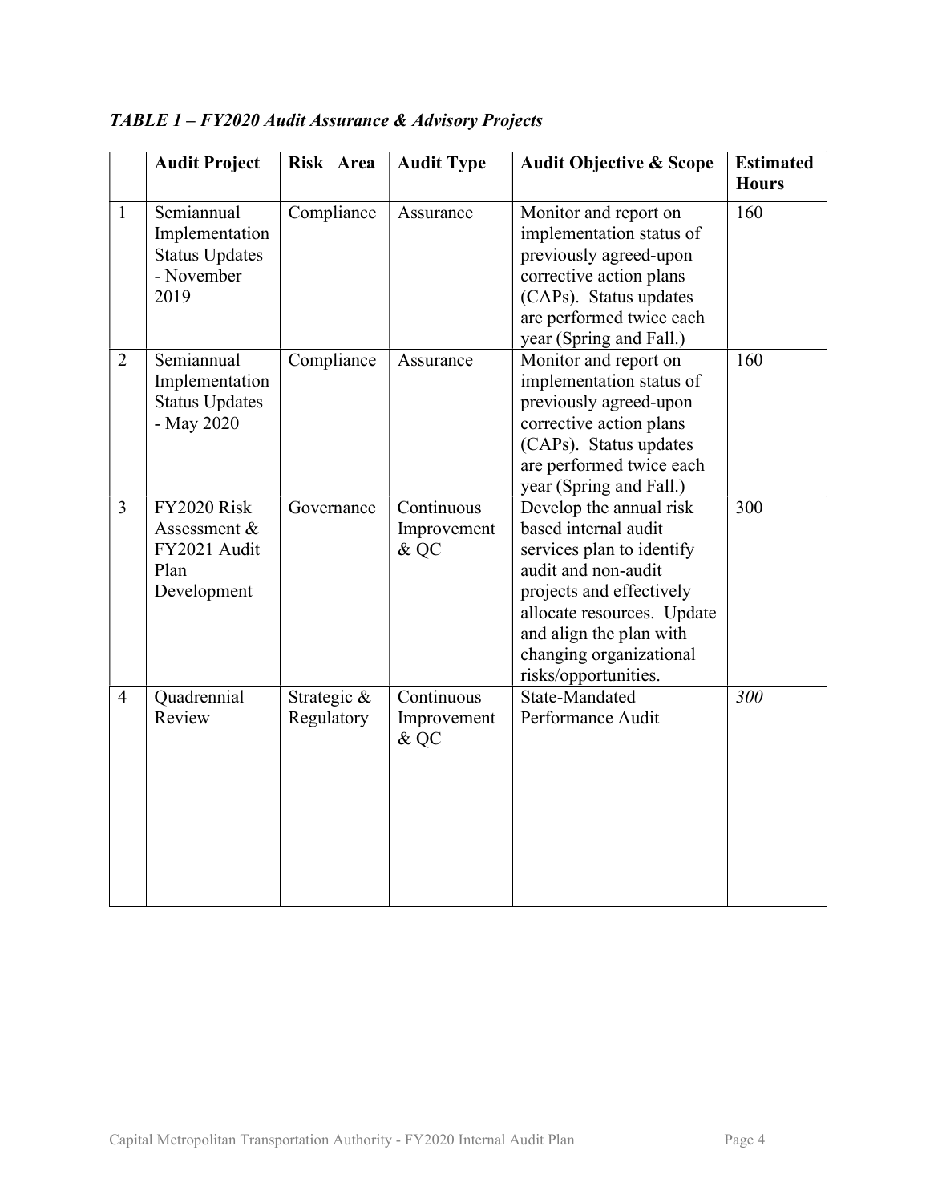***TABLE 1 – FY2020 Audit Assurance & Advisory Projects***

| | Audit Project | Risk Area | Audit Type | Audit Objective & Scope | Estimated Hours |
|---|---|---|---|---|---|
| 1 | Semiannual Implementation Status Updates - November 2019 | Compliance | Assurance | Monitor and report on implementation status of previously agreed-upon corrective action plans (CAPs). Status updates are performed twice each year (Spring and Fall.) | 160 |
| 2 | Semiannual Implementation Status Updates - May 2020 | Compliance | Assurance | Monitor and report on implementation status of previously agreed-upon corrective action plans (CAPs). Status updates are performed twice each year (Spring and Fall.) | 160 |
| 3 | FY2020 Risk Assessment & FY2021 Audit Plan Development | Governance | Continuous Improvement & QC | Develop the annual risk based internal audit services plan to identify audit and non-audit projects and effectively allocate resources. Update and align the plan with changing organizational risks/opportunities. | 300 |
| 4 | Quadrennial Review | Strategic & Regulatory | Continuous Improvement & QC | State-Mandated Performance Audit | *300* |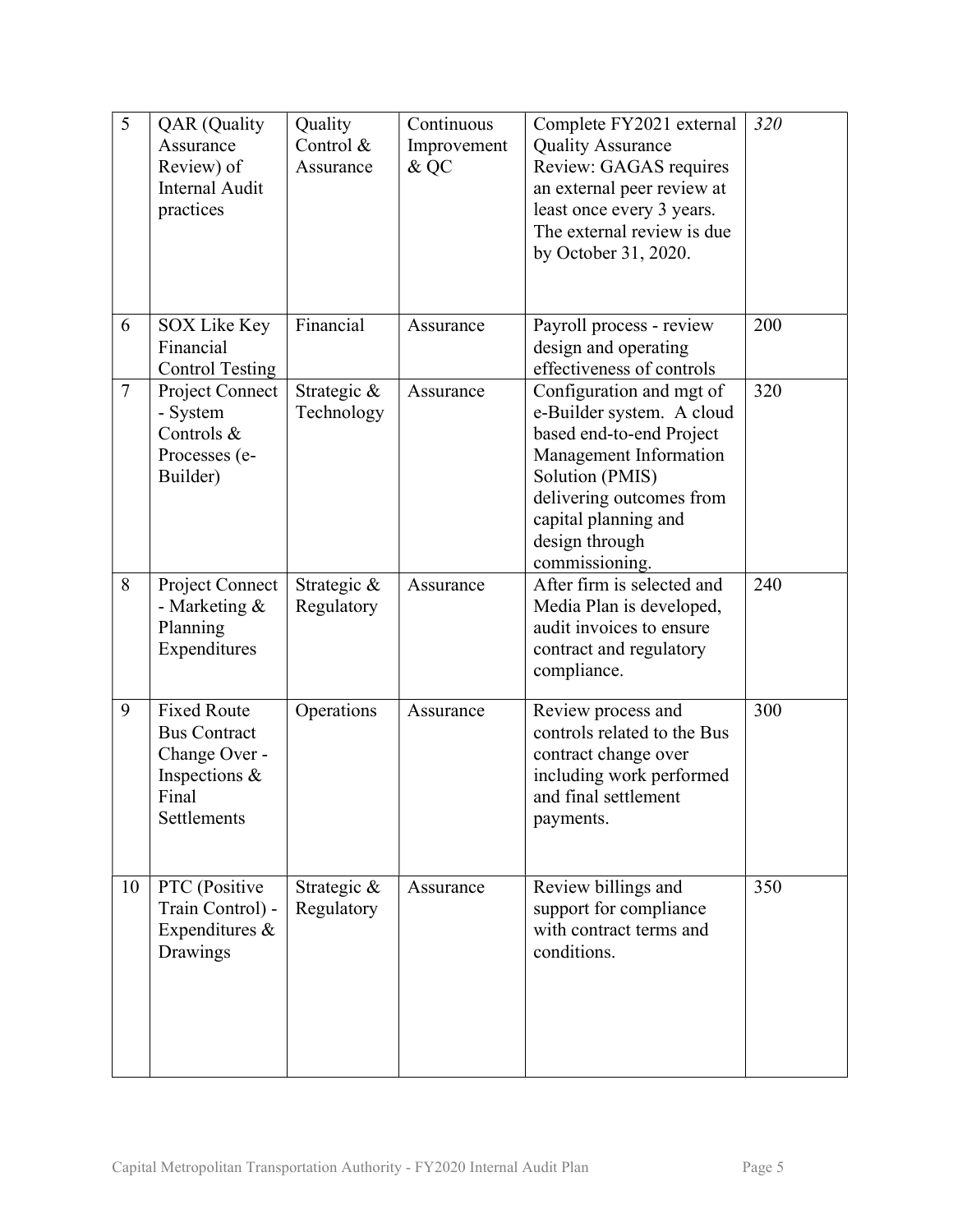| 5 | QAR (Quality Assurance Review) of Internal Audit practices | Quality Control & Assurance | Continuous Improvement & QC | Complete FY2021 external Quality Assurance Review: GAGAS requires an external peer review at least once every 3 years. The external review is due by October 31, 2020. | *320* |
|---|---|---|---|---|---|
| 6 | SOX Like Key Financial Control Testing | Financial | Assurance | Payroll process - review design and operating effectiveness of controls | 200 |
| 7 | Project Connect - System Controls & Processes (e-Builder) | Strategic & Technology | Assurance | Configuration and mgt of e-Builder system. A cloud based end-to-end Project Management Information Solution (PMIS) delivering outcomes from capital planning and design through commissioning. | 320 |
| 8 | Project Connect - Marketing & Planning Expenditures | Strategic & Regulatory | Assurance | After firm is selected and Media Plan is developed, audit invoices to ensure contract and regulatory compliance. | 240 |
| 9 | Fixed Route Bus Contract Change Over - Inspections & Final Settlements | Operations | Assurance | Review process and controls related to the Bus contract change over including work performed and final settlement payments. | 300 |
| 10 | PTC (Positive Train Control) - Expenditures & Drawings | Strategic & Regulatory | Assurance | Review billings and support for compliance with contract terms and conditions. | 350 |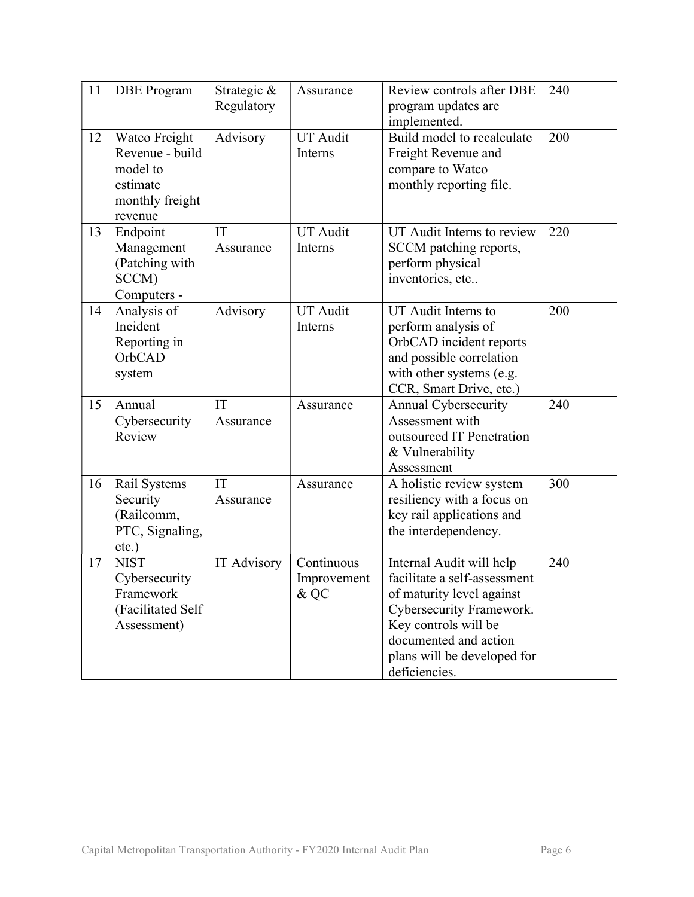| 11 | DBE Program | Strategic & Regulatory | Assurance | Review controls after DBE program updates are implemented. | 240 |
|---|---|---|---|---|---|
| 12 | Watco Freight Revenue - build model to estimate monthly freight revenue | Advisory | UT Audit Interns | Build model to recalculate Freight Revenue and compare to Watco monthly reporting file. | 200 |
| 13 | Endpoint Management (Patching with SCCM) Computers - | IT Assurance | UT Audit Interns | UT Audit Interns to review SCCM patching reports, perform physical inventories, etc.. | 220 |
| 14 | Analysis of Incident Reporting in OrbCAD system | Advisory | UT Audit Interns | UT Audit Interns to perform analysis of OrbCAD incident reports and possible correlation with other systems (e.g. CCR, Smart Drive, etc.) | 200 |
| 15 | Annual Cybersecurity Review | IT Assurance | Assurance | Annual Cybersecurity Assessment with outsourced IT Penetration & Vulnerability Assessment | 240 |
| 16 | Rail Systems Security (Railcomm, PTC, Signaling, etc.) | IT Assurance | Assurance | A holistic review system resiliency with a focus on key rail applications and the interdependency. | 300 |
| 17 | NIST Cybersecurity Framework (Facilitated Self Assessment) | IT Advisory | Continuous Improvement & QC | Internal Audit will help facilitate a self-assessment of maturity level against Cybersecurity Framework. Key controls will be documented and action plans will be developed for deficiencies. | 240 |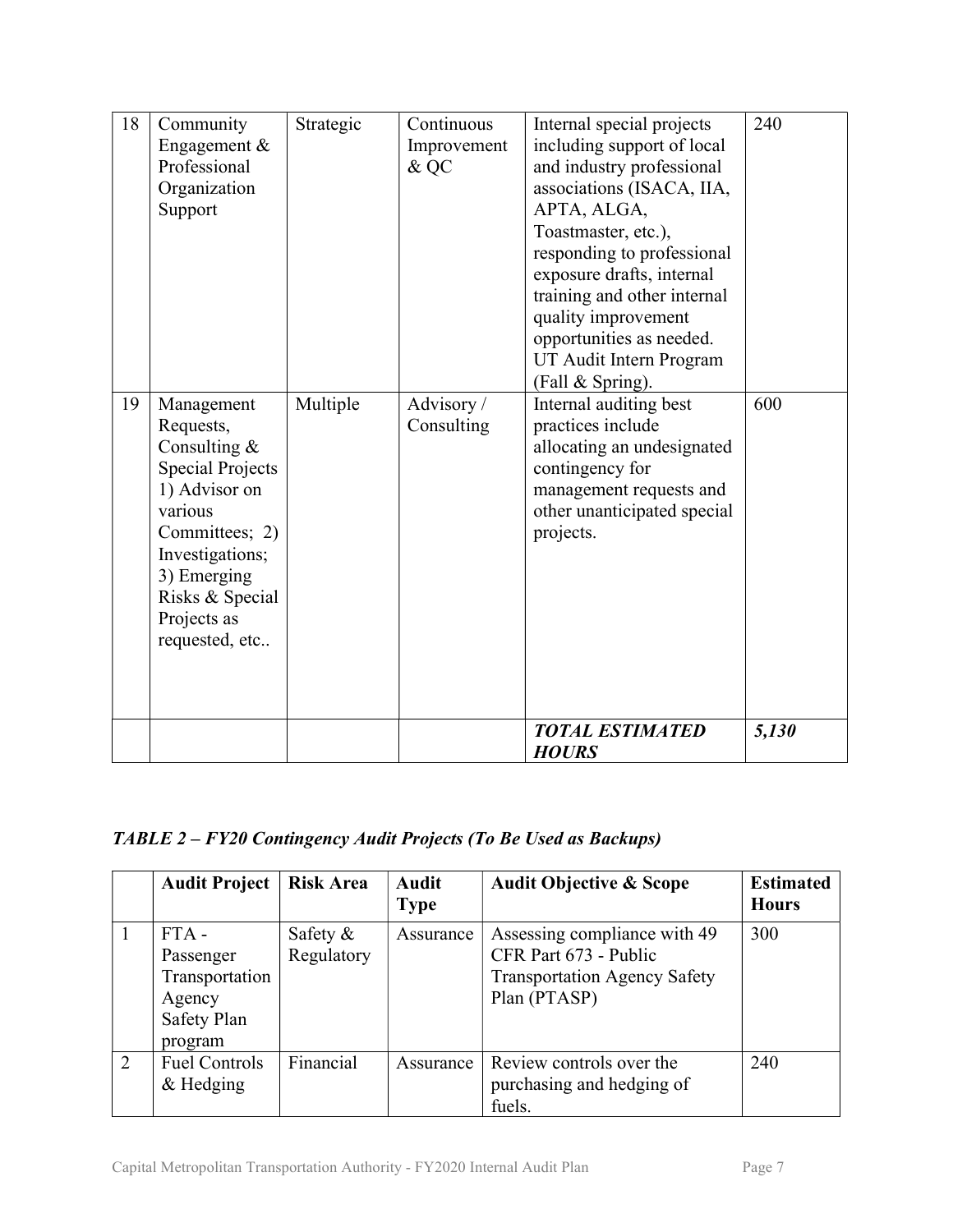| | | | | | |
|---|---|---|---|---|---|
| 18 | Community Engagement & Professional Organization Support | Strategic | Continuous Improvement & QC | Internal special projects including support of local and industry professional associations (ISACA, IIA, APTA, ALGA, Toastmaster, etc.), responding to professional exposure drafts, internal training and other internal quality improvement opportunities as needed. UT Audit Intern Program (Fall & Spring). | 240 |
| 19 | Management Requests, Consulting & Special Projects 1) Advisor on various Committees; 2) Investigations; 3) Emerging Risks & Special Projects as requested, etc.. | Multiple | Advisory / Consulting | Internal auditing best practices include allocating an undesignated contingency for management requests and other unanticipated special projects. | 600 |
| | | | | ***TOTAL ESTIMATED HOURS*** | ***5,130*** |

***TABLE 2 – FY20 Contingency Audit Projects (To Be Used as Backups)***

| | Audit Project | Risk Area | Audit Type | Audit Objective & Scope | Estimated Hours |
|---|---|---|---|---|---|
| 1 | FTA - Passenger Transportation Agency Safety Plan program | Safety & Regulatory | Assurance | Assessing compliance with 49 CFR Part 673 - Public Transportation Agency Safety Plan (PTASP) | 300 |
| 2 | Fuel Controls & Hedging | Financial | Assurance | Review controls over the purchasing and hedging of fuels. | 240 |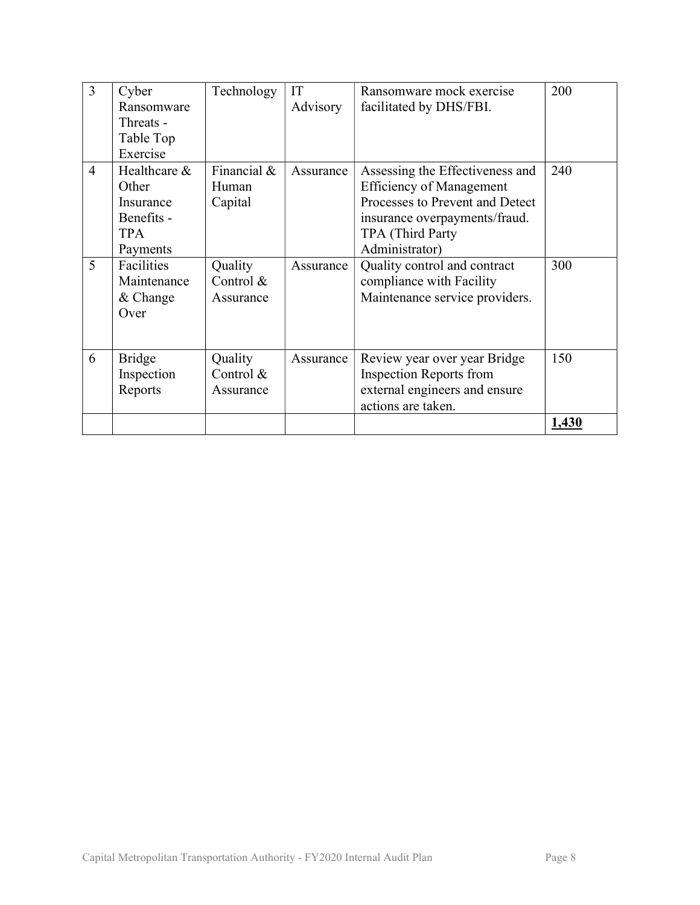| | | | | | |
|---|---|---|---|---|---|
| 3 | Cyber Ransomware Threats - Table Top Exercise | Technology | IT Advisory | Ransomware mock exercise facilitated by DHS/FBI. | 200 |
| 4 | Healthcare & Other Insurance Benefits - TPA Payments | Financial & Human Capital | Assurance | Assessing the Effectiveness and Efficiency of Management Processes to Prevent and Detect insurance overpayments/fraud. TPA (Third Party Administrator) | 240 |
| 5 | Facilities Maintenance & Change Over | Quality Control & Assurance | Assurance | Quality control and contract compliance with Facility Maintenance service providers. | 300 |
| 6 | Bridge Inspection Reports | Quality Control & Assurance | Assurance | Review year over year Bridge Inspection Reports from external engineers and ensure actions are taken. | 150 |
| | | | | | **1,430** |